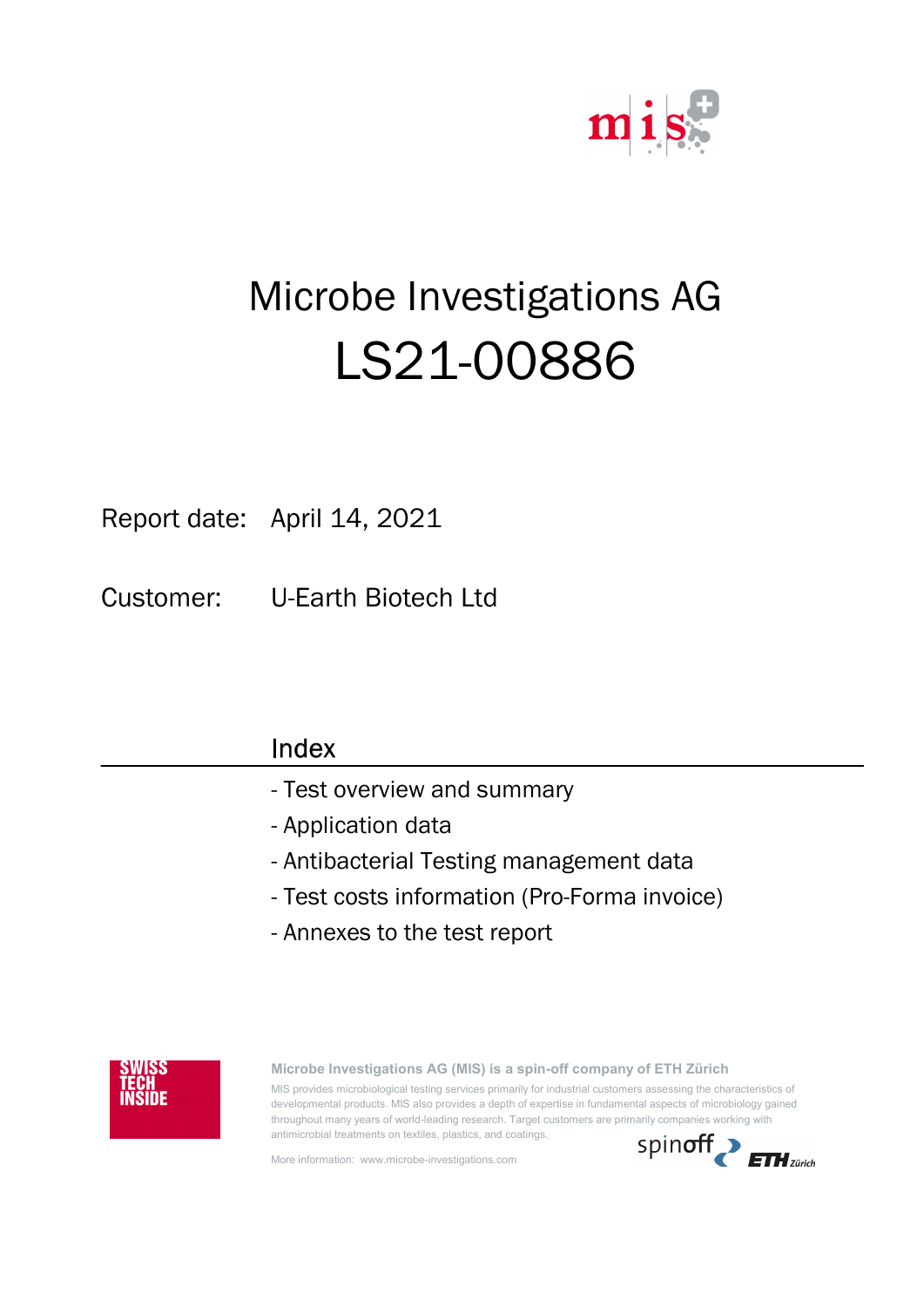# Microbe Investigations AG
# LS21-00886

Report date: April 14, 2021

Customer: U-Earth Biotech Ltd

## Index

- Test overview and summary
- Application data
- Antibacterial Testing management data
- Test costs information (Pro-Forma invoice)
- Annexes to the test report

SWISS TECH INSIDE

**Microbe Investigations AG (MIS) is a spin-off company of ETH Zürich**

MIS provides microbiological testing services primarily for industrial customers assessing the characteristics of developmental products. MIS also provides a depth of expertise in fundamental aspects of microbiology gained throughout many years of world-leading research. Target customers are primarily companies working with antimicrobial treatments on textiles, plastics, and coatings.

More information: www.microbe-investigations.com

spinoff ETH Zürich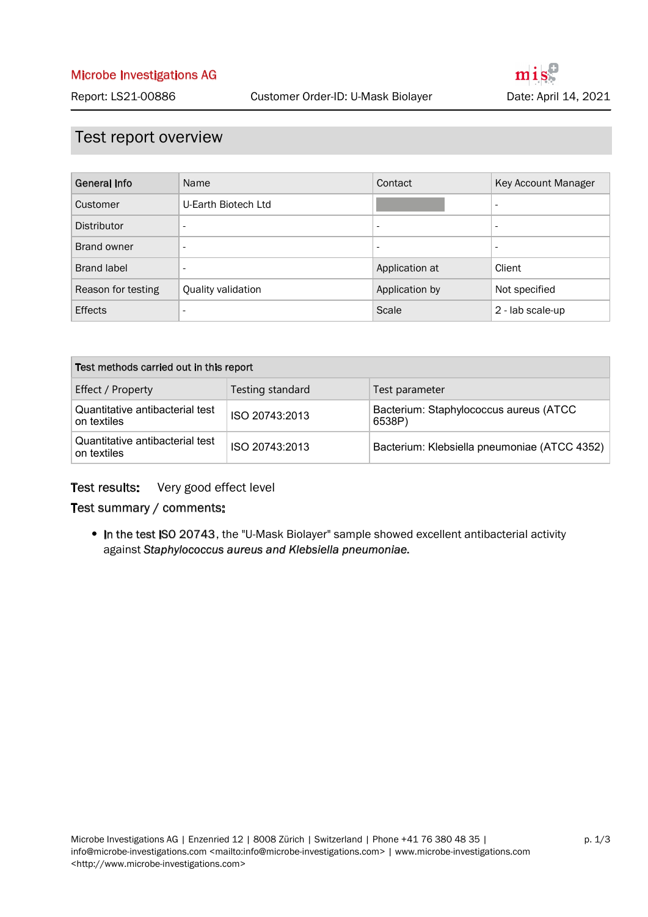Microbe Investigations AG

Report: LS21-00886 | Customer Order-ID: U-Mask Biolayer | Date: April 14, 2021

# Test report overview

| General Info | Name | Contact | Key Account Manager |
| --- | --- | --- | --- |
| Customer | U-Earth Biotech Ltd | | - |
| Distributor | - | - | - |
| Brand owner | - | - | - |
| Brand label | - | Application at | Client |
| Reason for testing | Quality validation | Application by | Not specified |
| Effects | - | Scale | 2 - lab scale-up |

| Test methods carried out in this report | | |
| --- | --- | --- |
| Effect / Property | Testing standard | Test parameter |
| Quantitative antibacterial test on textiles | ISO 20743:2013 | Bacterium: Staphylococcus aureus (ATCC 6538P) |
| Quantitative antibacterial test on textiles | ISO 20743:2013 | Bacterium: Klebsiella pneumoniae (ATCC 4352) |

**Test results:** Very good effect level

**Test summary / comments:**

- In the test ISO 20743, the "U-Mask Biolayer" sample showed excellent antibacterial activity against *Staphylococcus aureus and Klebsiella pneumoniae.*

Microbe Investigations AG | Enzenried 12 | 8008 Zürich | Switzerland | Phone +41 76 380 48 35 | info@microbe-investigations.com <mailto:info@microbe-investigations.com> | www.microbe-investigations.com <http://www.microbe-investigations.com>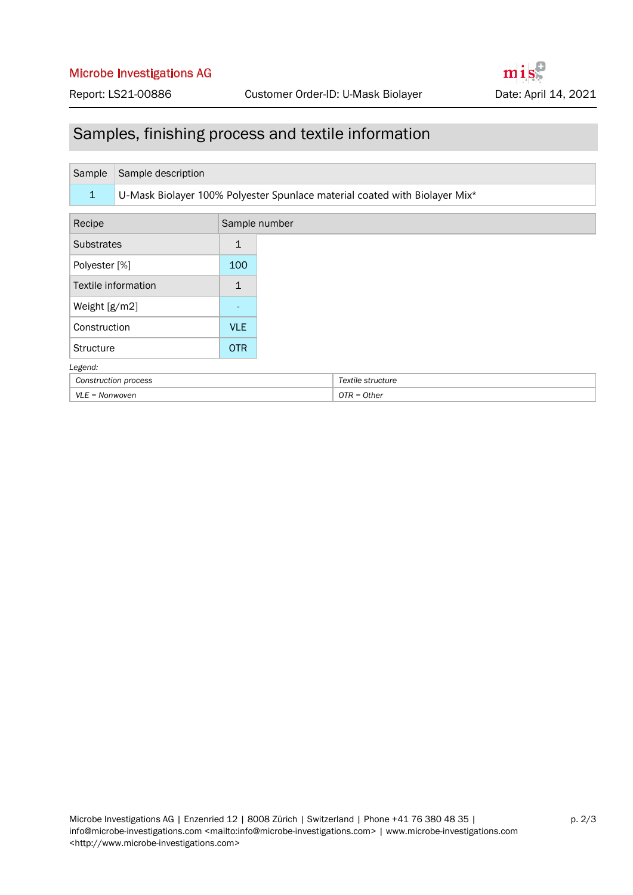## Samples, finishing process and textile information

| Sample | Sample description |
|---|---|
| 1 | U-Mask Biolayer 100% Polyester Spunlace material coated with Biolayer Mix* |

| Recipe | Sample number |
|---|---|
| Substrates | 1 |
| Polyester [%] | 100 |
| Textile information | 1 |
| Weight [g/m2] | - |
| Construction | VLE |
| Structure | OTR |

*Legend:*

| *Construction process* | *Textile structure* |
|---|---|
| *VLE = Nonwoven* | *OTR = Other* |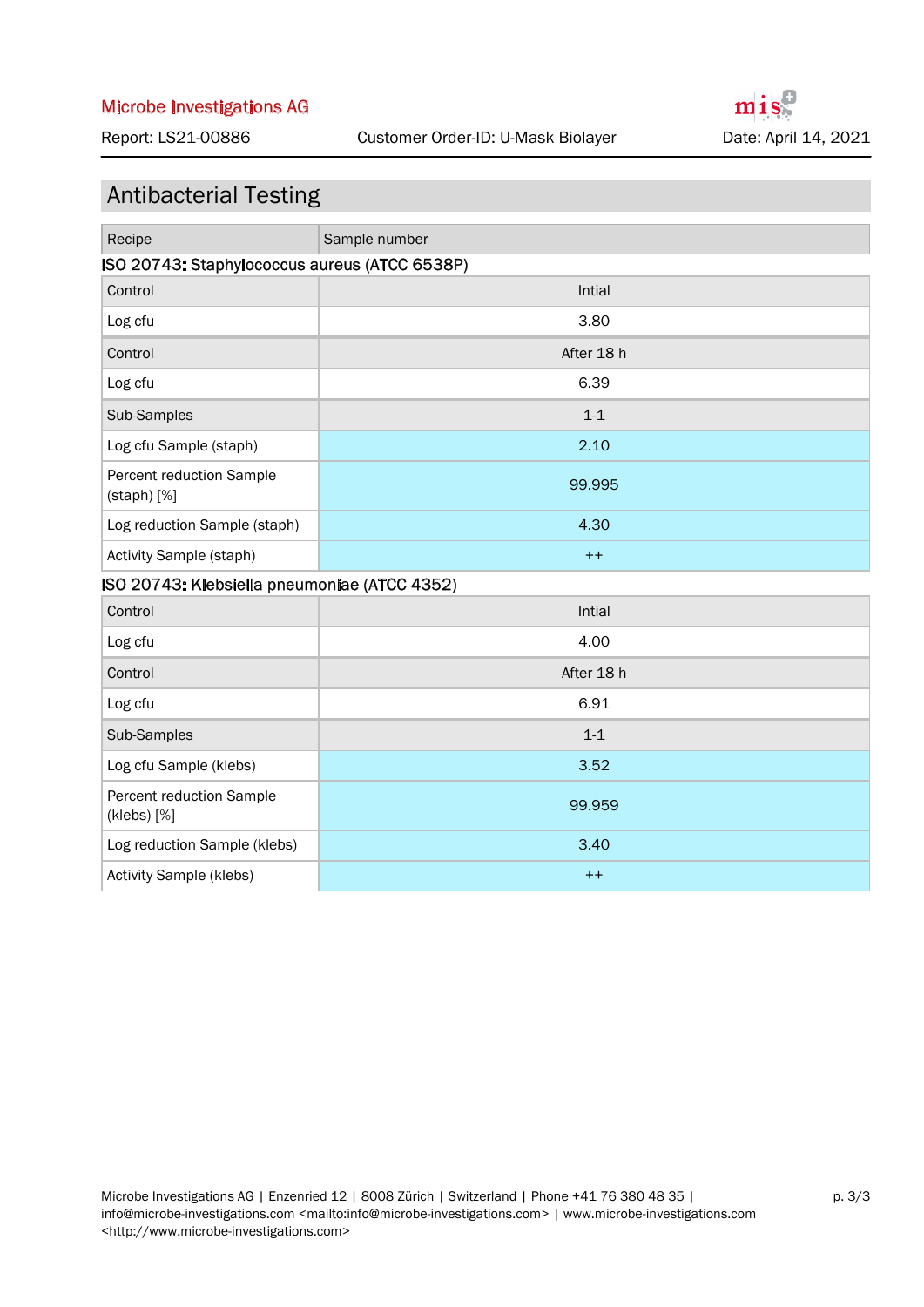Microbe Investigations AG

Report: LS21-00886 | Customer Order-ID: U-Mask Biolayer | Date: April 14, 2021

## Antibacterial Testing

| Recipe | Sample number |
|---|---|
| **ISO 20743: Staphylococcus aureus (ATCC 6538P)** | |
| Control | Intial |
| Log cfu | 3.80 |
| Control | After 18 h |
| Log cfu | 6.39 |
| Sub-Samples | 1-1 |
| Log cfu Sample (staph) | 2.10 |
| Percent reduction Sample (staph) [%] | 99.995 |
| Log reduction Sample (staph) | 4.30 |
| Activity Sample (staph) | ++ |
| **ISO 20743: Klebsiella pneumoniae (ATCC 4352)** | |
| Control | Intial |
| Log cfu | 4.00 |
| Control | After 18 h |
| Log cfu | 6.91 |
| Sub-Samples | 1-1 |
| Log cfu Sample (klebs) | 3.52 |
| Percent reduction Sample (klebs) [%] | 99.959 |
| Log reduction Sample (klebs) | 3.40 |
| Activity Sample (klebs) | ++ |

Microbe Investigations AG | Enzenried 12 | 8008 Zürich | Switzerland | Phone +41 76 380 48 35 | info@microbe-investigations.com <mailto:info@microbe-investigations.com> | www.microbe-investigations.com <http://www.microbe-investigations.com>